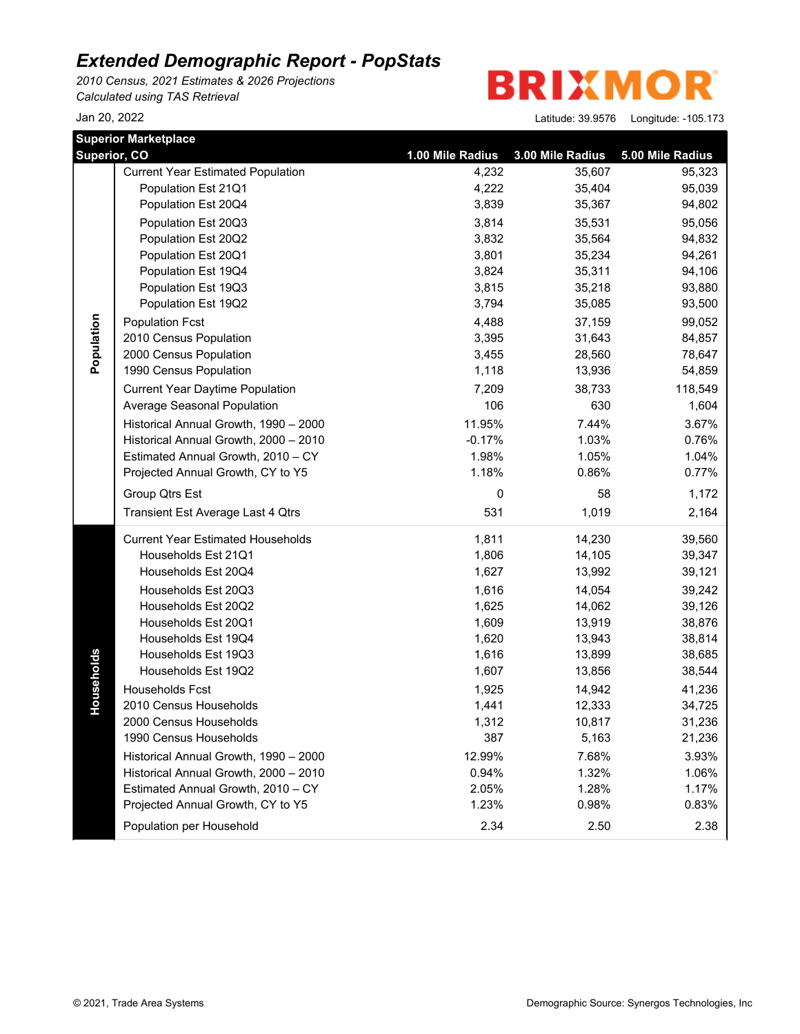# Extended Demographic Report - PopStats

*2010 Census, 2021 Estimates & 2026 Projections*
*Calculated using TAS Retrieval*

Jan 20, 2022

BRIXMOR

Latitude: 39.9576 Longitude: -105.173

**Superior Marketplace**
**Superior, CO**

| Section | Item | 1.00 Mile Radius | 3.00 Mile Radius | 5.00 Mile Radius |
|---|---|---|---|---|
| Population | Current Year Estimated Population | 4,232 | 35,607 | 95,323 |
| | Population Est 21Q1 | 4,222 | 35,404 | 95,039 |
| | Population Est 20Q4 | 3,839 | 35,367 | 94,802 |
| | Population Est 20Q3 | 3,814 | 35,531 | 95,056 |
| | Population Est 20Q2 | 3,832 | 35,564 | 94,832 |
| | Population Est 20Q1 | 3,801 | 35,234 | 94,261 |
| | Population Est 19Q4 | 3,824 | 35,311 | 94,106 |
| | Population Est 19Q3 | 3,815 | 35,218 | 93,880 |
| | Population Est 19Q2 | 3,794 | 35,085 | 93,500 |
| | Population Fcst | 4,488 | 37,159 | 99,052 |
| | 2010 Census Population | 3,395 | 31,643 | 84,857 |
| | 2000 Census Population | 3,455 | 28,560 | 78,647 |
| | 1990 Census Population | 1,118 | 13,936 | 54,859 |
| | Current Year Daytime Population | 7,209 | 38,733 | 118,549 |
| | Average Seasonal Population | 106 | 630 | 1,604 |
| | Historical Annual Growth, 1990 – 2000 | 11.95% | 7.44% | 3.67% |
| | Historical Annual Growth, 2000 – 2010 | -0.17% | 1.03% | 0.76% |
| | Estimated Annual Growth, 2010 – CY | 1.98% | 1.05% | 1.04% |
| | Projected Annual Growth, CY to Y5 | 1.18% | 0.86% | 0.77% |
| | Group Qtrs Est | 0 | 58 | 1,172 |
| | Transient Est Average Last 4 Qtrs | 531 | 1,019 | 2,164 |
| Households | Current Year Estimated Households | 1,811 | 14,230 | 39,560 |
| | Households Est 21Q1 | 1,806 | 14,105 | 39,347 |
| | Households Est 20Q4 | 1,627 | 13,992 | 39,121 |
| | Households Est 20Q3 | 1,616 | 14,054 | 39,242 |
| | Households Est 20Q2 | 1,625 | 14,062 | 39,126 |
| | Households Est 20Q1 | 1,609 | 13,919 | 38,876 |
| | Households Est 19Q4 | 1,620 | 13,943 | 38,814 |
| | Households Est 19Q3 | 1,616 | 13,899 | 38,685 |
| | Households Est 19Q2 | 1,607 | 13,856 | 38,544 |
| | Households Fcst | 1,925 | 14,942 | 41,236 |
| | 2010 Census Households | 1,441 | 12,333 | 34,725 |
| | 2000 Census Households | 1,312 | 10,817 | 31,236 |
| | 1990 Census Households | 387 | 5,163 | 21,236 |
| | Historical Annual Growth, 1990 – 2000 | 12.99% | 7.68% | 3.93% |
| | Historical Annual Growth, 2000 – 2010 | 0.94% | 1.32% | 1.06% |
| | Estimated Annual Growth, 2010 – CY | 2.05% | 1.28% | 1.17% |
| | Projected Annual Growth, CY to Y5 | 1.23% | 0.98% | 0.83% |
| | Population per Household | 2.34 | 2.50 | 2.38 |

© 2021, Trade Area Systems

Demographic Source: Synergos Technologies, Inc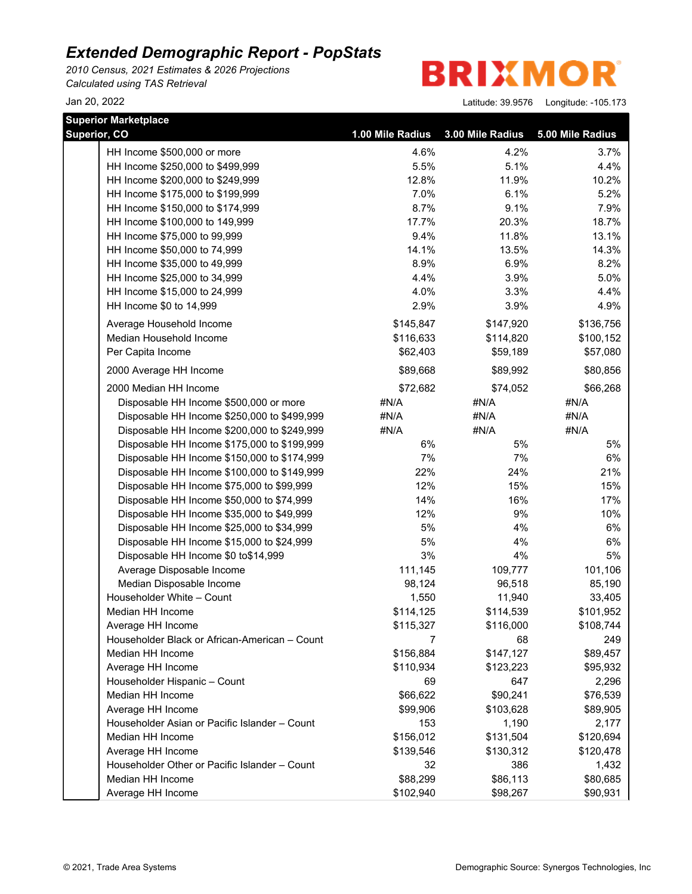# Extended Demographic Report - PopStats

*2010 Census, 2021 Estimates & 2026 Projections*
*Calculated using TAS Retrieval*

BRIXMOR

Jan 20, 2022

Latitude: 39.9576 Longitude: -105.173

| Superior Marketplace Superior, CO | 1.00 Mile Radius | 3.00 Mile Radius | 5.00 Mile Radius |
|---|---|---|---|
| HH Income $500,000 or more | 4.6% | 4.2% | 3.7% |
| HH Income $250,000 to $499,999 | 5.5% | 5.1% | 4.4% |
| HH Income $200,000 to $249,999 | 12.8% | 11.9% | 10.2% |
| HH Income $175,000 to $199,999 | 7.0% | 6.1% | 5.2% |
| HH Income $150,000 to $174,999 | 8.7% | 9.1% | 7.9% |
| HH Income $100,000 to 149,999 | 17.7% | 20.3% | 18.7% |
| HH Income $75,000 to 99,999 | 9.4% | 11.8% | 13.1% |
| HH Income $50,000 to 74,999 | 14.1% | 13.5% | 14.3% |
| HH Income $35,000 to 49,999 | 8.9% | 6.9% | 8.2% |
| HH Income $25,000 to 34,999 | 4.4% | 3.9% | 5.0% |
| HH Income $15,000 to 24,999 | 4.0% | 3.3% | 4.4% |
| HH Income $0 to 14,999 | 2.9% | 3.9% | 4.9% |
| Average Household Income | $145,847 | $147,920 | $136,756 |
| Median Household Income | $116,633 | $114,820 | $100,152 |
| Per Capita Income | $62,403 | $59,189 | $57,080 |
| 2000 Average HH Income | $89,668 | $89,992 | $80,856 |
| 2000 Median HH Income | $72,682 | $74,052 | $66,268 |
| Disposable HH Income $500,000 or more | #N/A | #N/A | #N/A |
| Disposable HH Income $250,000 to $499,999 | #N/A | #N/A | #N/A |
| Disposable HH Income $200,000 to $249,999 | #N/A | #N/A | #N/A |
| Disposable HH Income $175,000 to $199,999 | 6% | 5% | 5% |
| Disposable HH Income $150,000 to $174,999 | 7% | 7% | 6% |
| Disposable HH Income $100,000 to $149,999 | 22% | 24% | 21% |
| Disposable HH Income $75,000 to $99,999 | 12% | 15% | 15% |
| Disposable HH Income $50,000 to $74,999 | 14% | 16% | 17% |
| Disposable HH Income $35,000 to $49,999 | 12% | 9% | 10% |
| Disposable HH Income $25,000 to $34,999 | 5% | 4% | 6% |
| Disposable HH Income $15,000 to $24,999 | 5% | 4% | 6% |
| Disposable HH Income $0 to$14,999 | 3% | 4% | 5% |
| Average Disposable Income | 111,145 | 109,777 | 101,106 |
| Median Disposable Income | 98,124 | 96,518 | 85,190 |
| Householder White – Count | 1,550 | 11,940 | 33,405 |
| Median HH Income | $114,125 | $114,539 | $101,952 |
| Average HH Income | $115,327 | $116,000 | $108,744 |
| Householder Black or African-American – Count | 7 | 68 | 249 |
| Median HH Income | $156,884 | $147,127 | $89,457 |
| Average HH Income | $110,934 | $123,223 | $95,932 |
| Householder Hispanic – Count | 69 | 647 | 2,296 |
| Median HH Income | $66,622 | $90,241 | $76,539 |
| Average HH Income | $99,906 | $103,628 | $89,905 |
| Householder Asian or Pacific Islander – Count | 153 | 1,190 | 2,177 |
| Median HH Income | $156,012 | $131,504 | $120,694 |
| Average HH Income | $139,546 | $130,312 | $120,478 |
| Householder Other or Pacific Islander – Count | 32 | 386 | 1,432 |
| Median HH Income | $88,299 | $86,113 | $80,685 |
| Average HH Income | $102,940 | $98,267 | $90,931 |

© 2021, Trade Area Systems

Demographic Source: Synergos Technologies, Inc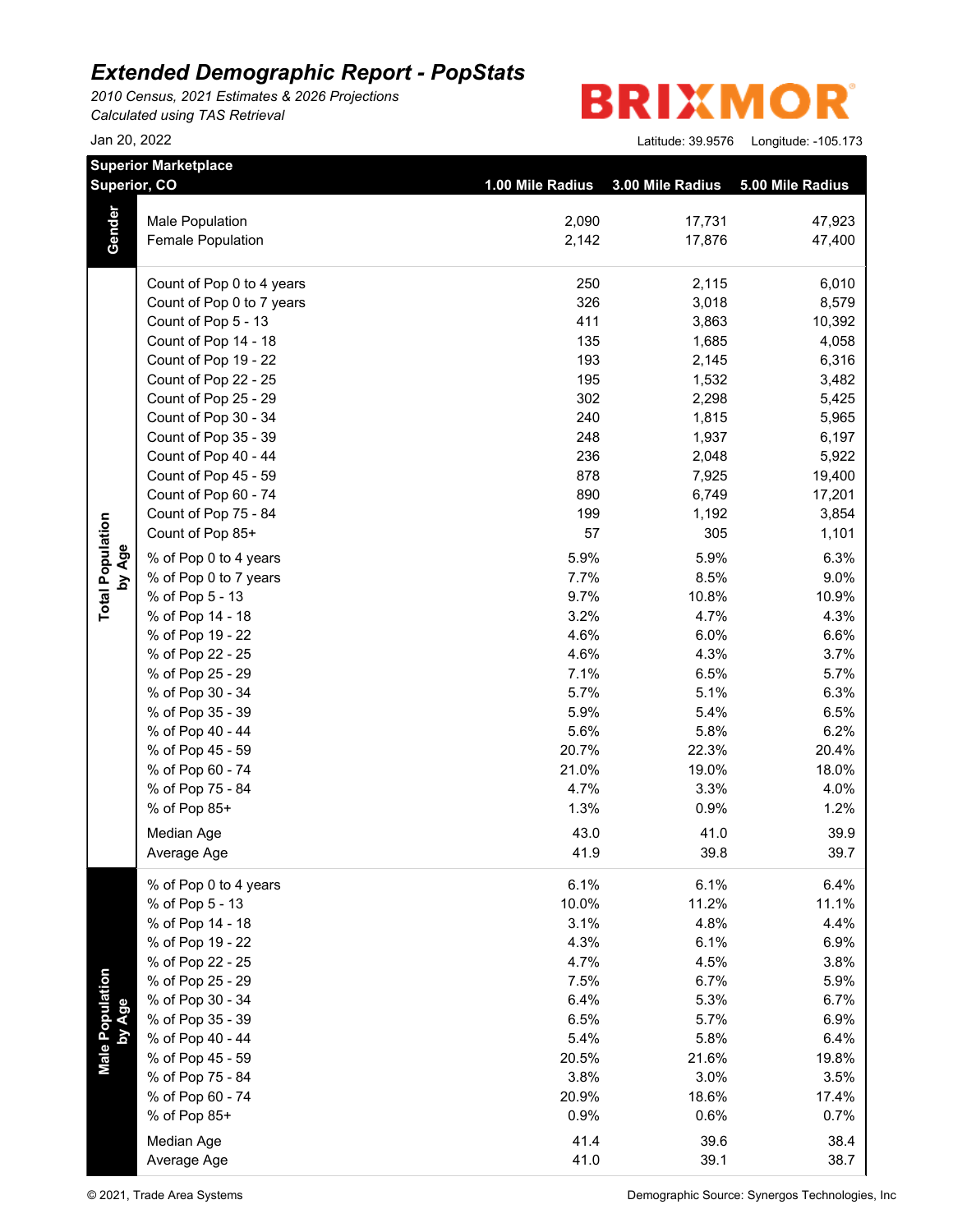# *Extended Demographic Report - PopStats*

*2010 Census, 2021 Estimates & 2026 Projections*
*Calculated using TAS Retrieval*

Jan 20, 2022

BRIXMOR

Latitude: 39.9576 Longitude: -105.173

| Superior Marketplace Superior, CO | | 1.00 Mile Radius | 3.00 Mile Radius | 5.00 Mile Radius |
|---|---|---|---|---|
| **Gender** | Male Population | 2,090 | 17,731 | 47,923 |
| | Female Population | 2,142 | 17,876 | 47,400 |
| **Total Population by Age** | Count of Pop 0 to 4 years | 250 | 2,115 | 6,010 |
| | Count of Pop 0 to 7 years | 326 | 3,018 | 8,579 |
| | Count of Pop 5 - 13 | 411 | 3,863 | 10,392 |
| | Count of Pop 14 - 18 | 135 | 1,685 | 4,058 |
| | Count of Pop 19 - 22 | 193 | 2,145 | 6,316 |
| | Count of Pop 22 - 25 | 195 | 1,532 | 3,482 |
| | Count of Pop 25 - 29 | 302 | 2,298 | 5,425 |
| | Count of Pop 30 - 34 | 240 | 1,815 | 5,965 |
| | Count of Pop 35 - 39 | 248 | 1,937 | 6,197 |
| | Count of Pop 40 - 44 | 236 | 2,048 | 5,922 |
| | Count of Pop 45 - 59 | 878 | 7,925 | 19,400 |
| | Count of Pop 60 - 74 | 890 | 6,749 | 17,201 |
| | Count of Pop 75 - 84 | 199 | 1,192 | 3,854 |
| | Count of Pop 85+ | 57 | 305 | 1,101 |
| | % of Pop 0 to 4 years | 5.9% | 5.9% | 6.3% |
| | % of Pop 0 to 7 years | 7.7% | 8.5% | 9.0% |
| | % of Pop 5 - 13 | 9.7% | 10.8% | 10.9% |
| | % of Pop 14 - 18 | 3.2% | 4.7% | 4.3% |
| | % of Pop 19 - 22 | 4.6% | 6.0% | 6.6% |
| | % of Pop 22 - 25 | 4.6% | 4.3% | 3.7% |
| | % of Pop 25 - 29 | 7.1% | 6.5% | 5.7% |
| | % of Pop 30 - 34 | 5.7% | 5.1% | 6.3% |
| | % of Pop 35 - 39 | 5.9% | 5.4% | 6.5% |
| | % of Pop 40 - 44 | 5.6% | 5.8% | 6.2% |
| | % of Pop 45 - 59 | 20.7% | 22.3% | 20.4% |
| | % of Pop 60 - 74 | 21.0% | 19.0% | 18.0% |
| | % of Pop 75 - 84 | 4.7% | 3.3% | 4.0% |
| | % of Pop 85+ | 1.3% | 0.9% | 1.2% |
| | Median Age | 43.0 | 41.0 | 39.9 |
| | Average Age | 41.9 | 39.8 | 39.7 |
| **Male Population by Age** | % of Pop 0 to 4 years | 6.1% | 6.1% | 6.4% |
| | % of Pop 5 - 13 | 10.0% | 11.2% | 11.1% |
| | % of Pop 14 - 18 | 3.1% | 4.8% | 4.4% |
| | % of Pop 19 - 22 | 4.3% | 6.1% | 6.9% |
| | % of Pop 22 - 25 | 4.7% | 4.5% | 3.8% |
| | % of Pop 25 - 29 | 7.5% | 6.7% | 5.9% |
| | % of Pop 30 - 34 | 6.4% | 5.3% | 6.7% |
| | % of Pop 35 - 39 | 6.5% | 5.7% | 6.9% |
| | % of Pop 40 - 44 | 5.4% | 5.8% | 6.4% |
| | % of Pop 45 - 59 | 20.5% | 21.6% | 19.8% |
| | % of Pop 75 - 84 | 3.8% | 3.0% | 3.5% |
| | % of Pop 60 - 74 | 20.9% | 18.6% | 17.4% |
| | % of Pop 85+ | 0.9% | 0.6% | 0.7% |
| | Median Age | 41.4 | 39.6 | 38.4 |
| | Average Age | 41.0 | 39.1 | 38.7 |

© 2021, Trade Area Systems

Demographic Source: Synergos Technologies, Inc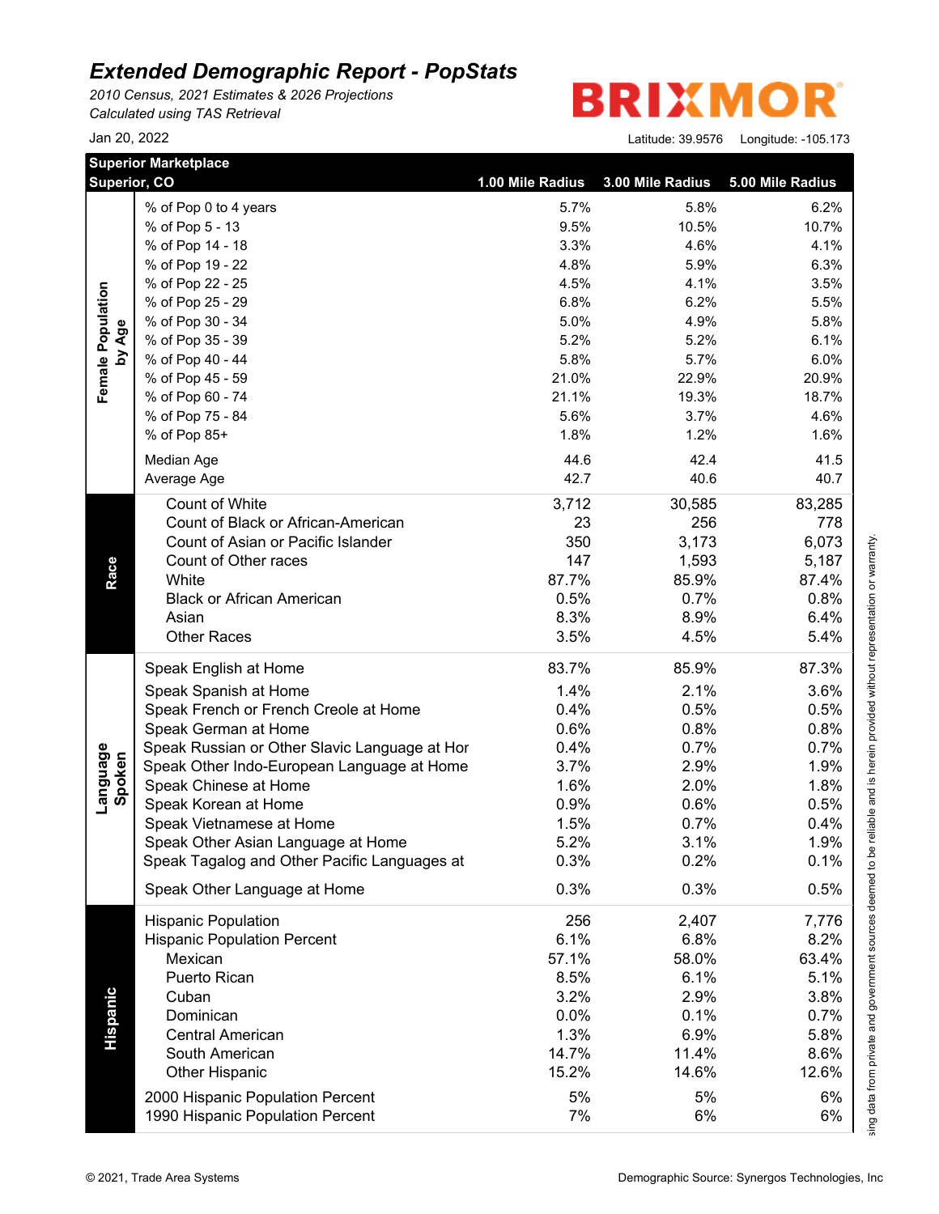# Extended Demographic Report - PopStats

*2010 Census, 2021 Estimates & 2026 Projections*
*Calculated using TAS Retrieval*

Jan 20, 2022

BRIXMOR

Latitude: 39.9576 Longitude: -105.173

| Superior Marketplace Superior, CO | | 1.00 Mile Radius | 3.00 Mile Radius | 5.00 Mile Radius |
|---|---|---|---|---|
| Female Population by Age | % of Pop 0 to 4 years | 5.7% | 5.8% | 6.2% |
| | % of Pop 5 - 13 | 9.5% | 10.5% | 10.7% |
| | % of Pop 14 - 18 | 3.3% | 4.6% | 4.1% |
| | % of Pop 19 - 22 | 4.8% | 5.9% | 6.3% |
| | % of Pop 22 - 25 | 4.5% | 4.1% | 3.5% |
| | % of Pop 25 - 29 | 6.8% | 6.2% | 5.5% |
| | % of Pop 30 - 34 | 5.0% | 4.9% | 5.8% |
| | % of Pop 35 - 39 | 5.2% | 5.2% | 6.1% |
| | % of Pop 40 - 44 | 5.8% | 5.7% | 6.0% |
| | % of Pop 45 - 59 | 21.0% | 22.9% | 20.9% |
| | % of Pop 60 - 74 | 21.1% | 19.3% | 18.7% |
| | % of Pop 75 - 84 | 5.6% | 3.7% | 4.6% |
| | % of Pop 85+ | 1.8% | 1.2% | 1.6% |
| | Median Age | 44.6 | 42.4 | 41.5 |
| | Average Age | 42.7 | 40.6 | 40.7 |
| Race | Count of White | 3,712 | 30,585 | 83,285 |
| | Count of Black or African-American | 23 | 256 | 778 |
| | Count of Asian or Pacific Islander | 350 | 3,173 | 6,073 |
| | Count of Other races | 147 | 1,593 | 5,187 |
| | White | 87.7% | 85.9% | 87.4% |
| | Black or African American | 0.5% | 0.7% | 0.8% |
| | Asian | 8.3% | 8.9% | 6.4% |
| | Other Races | 3.5% | 4.5% | 5.4% |
| Language Spoken | Speak English at Home | 83.7% | 85.9% | 87.3% |
| | Speak Spanish at Home | 1.4% | 2.1% | 3.6% |
| | Speak French or French Creole at Home | 0.4% | 0.5% | 0.5% |
| | Speak German at Home | 0.6% | 0.8% | 0.8% |
| | Speak Russian or Other Slavic Language at Hor | 0.4% | 0.7% | 0.7% |
| | Speak Other Indo-European Language at Home | 3.7% | 2.9% | 1.9% |
| | Speak Chinese at Home | 1.6% | 2.0% | 1.8% |
| | Speak Korean at Home | 0.9% | 0.6% | 0.5% |
| | Speak Vietnamese at Home | 1.5% | 0.7% | 0.4% |
| | Speak Other Asian Language at Home | 5.2% | 3.1% | 1.9% |
| | Speak Tagalog and Other Pacific Languages at | 0.3% | 0.2% | 0.1% |
| | Speak Other Language at Home | 0.3% | 0.3% | 0.5% |
| Hispanic | Hispanic Population | 256 | 2,407 | 7,776 |
| | Hispanic Population Percent | 6.1% | 6.8% | 8.2% |
| | Mexican | 57.1% | 58.0% | 63.4% |
| | Puerto Rican | 8.5% | 6.1% | 5.1% |
| | Cuban | 3.2% | 2.9% | 3.8% |
| | Dominican | 0.0% | 0.1% | 0.7% |
| | Central American | 1.3% | 6.9% | 5.8% |
| | South American | 14.7% | 11.4% | 8.6% |
| | Other Hispanic | 15.2% | 14.6% | 12.6% |
| | 2000 Hispanic Population Percent | 5% | 5% | 6% |
| | 1990 Hispanic Population Percent | 7% | 6% | 6% |

sing data from private and government sources deemed to be reliable and is herein provided without representation or warranty.

© 2021, Trade Area Systems

Demographic Source: Synergos Technologies, Inc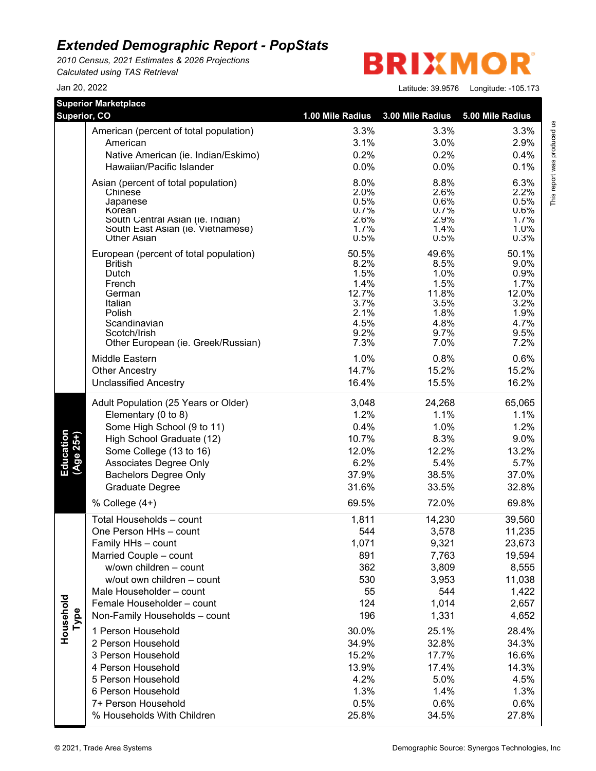# Extended Demographic Report - PopStats

*2010 Census, 2021 Estimates & 2026 Projections*
*Calculated using TAS Retrieval*

Jan 20, 2022

BRIXMOR

Latitude: 39.9576 Longitude: -105.173

This report was produced us

| **Superior Marketplace Superior, CO** | | **1.00 Mile Radius** | **3.00 Mile Radius** | **5.00 Mile Radius** |
|---|---|---|---|---|
| | American (percent of total population) | 3.3% | 3.3% | 3.3% |
| | American | 3.1% | 3.0% | 2.9% |
| | Native American (ie. Indian/Eskimo) | 0.2% | 0.2% | 0.4% |
| | Hawaiian/Pacific Islander | 0.0% | 0.0% | 0.1% |
| | Asian (percent of total population) | 8.0% | 8.8% | 6.3% |
| | Chinese | 2.0% | 2.6% | 2.2% |
| | Japanese | 0.5% | 0.6% | 0.5% |
| | Korean | 0.7% | 0.7% | 0.6% |
| | South Central Asian (ie. Indian) | 2.6% | 2.9% | 1.7% |
| | South East Asian (ie. Vietnamese) | 1.7% | 1.4% | 1.0% |
| | Other Asian | 0.5% | 0.5% | 0.3% |
| | European (percent of total population) | 50.5% | 49.6% | 50.1% |
| | British | 8.2% | 8.5% | 9.0% |
| | Dutch | 1.5% | 1.0% | 0.9% |
| | French | 1.4% | 1.5% | 1.7% |
| | German | 12.7% | 11.8% | 12.0% |
| | Italian | 3.7% | 3.5% | 3.2% |
| | Polish | 2.1% | 1.8% | 1.9% |
| | Scandinavian | 4.5% | 4.8% | 4.7% |
| | Scotch/Irish | 9.2% | 9.7% | 9.5% |
| | Other European (ie. Greek/Russian) | 7.3% | 7.0% | 7.2% |
| | Middle Eastern | 1.0% | 0.8% | 0.6% |
| | Other Ancestry | 14.7% | 15.2% | 15.2% |
| | Unclassified Ancestry | 16.4% | 15.5% | 16.2% |
| **Education (Age 25+)** | Adult Population (25 Years or Older) | 3,048 | 24,268 | 65,065 |
| | Elementary (0 to 8) | 1.2% | 1.1% | 1.1% |
| | Some High School (9 to 11) | 0.4% | 1.0% | 1.2% |
| | High School Graduate (12) | 10.7% | 8.3% | 9.0% |
| | Some College (13 to 16) | 12.0% | 12.2% | 13.2% |
| | Associates Degree Only | 6.2% | 5.4% | 5.7% |
| | Bachelors Degree Only | 37.9% | 38.5% | 37.0% |
| | Graduate Degree | 31.6% | 33.5% | 32.8% |
| | % College (4+) | 69.5% | 72.0% | 69.8% |
| **Household Type** | Total Households – count | 1,811 | 14,230 | 39,560 |
| | One Person HHs – count | 544 | 3,578 | 11,235 |
| | Family HHs – count | 1,071 | 9,321 | 23,673 |
| | Married Couple – count | 891 | 7,763 | 19,594 |
| | w/own children – count | 362 | 3,809 | 8,555 |
| | w/out own children – count | 530 | 3,953 | 11,038 |
| | Male Householder – count | 55 | 544 | 1,422 |
| | Female Householder – count | 124 | 1,014 | 2,657 |
| | Non-Family Households – count | 196 | 1,331 | 4,652 |
| | 1 Person Household | 30.0% | 25.1% | 28.4% |
| | 2 Person Household | 34.9% | 32.8% | 34.3% |
| | 3 Person Household | 15.2% | 17.7% | 16.6% |
| | 4 Person Household | 13.9% | 17.4% | 14.3% |
| | 5 Person Household | 4.2% | 5.0% | 4.5% |
| | 6 Person Household | 1.3% | 1.4% | 1.3% |
| | 7+ Person Household | 0.5% | 0.6% | 0.6% |
| | % Households With Children | 25.8% | 34.5% | 27.8% |

© 2021, Trade Area Systems

Demographic Source: Synergos Technologies, Inc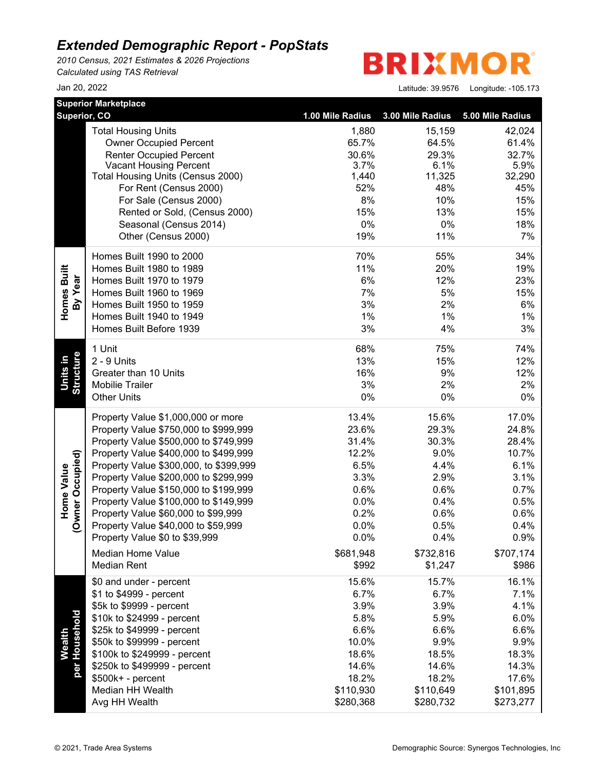# *Extended Demographic Report - PopStats*

*2010 Census, 2021 Estimates & 2026 Projections*
*Calculated using TAS Retrieval*

Jan 20, 2022

BRIXMOR

Latitude: 39.9576 Longitude: -105.173

| Superior Marketplace<br>Superior, CO | | 1.00 Mile Radius | 3.00 Mile Radius | 5.00 Mile Radius |
|---|---|---|---|---|
| | Total Housing Units | 1,880 | 15,159 | 42,024 |
| | Owner Occupied Percent | 65.7% | 64.5% | 61.4% |
| | Renter Occupied Percent | 30.6% | 29.3% | 32.7% |
| | Vacant Housing Percent | 3.7% | 6.1% | 5.9% |
| | Total Housing Units (Census 2000) | 1,440 | 11,325 | 32,290 |
| | For Rent (Census 2000) | 52% | 48% | 45% |
| | For Sale (Census 2000) | 8% | 10% | 15% |
| | Rented or Sold, (Census 2000) | 15% | 13% | 15% |
| | Seasonal (Census 2014) | 0% | 0% | 18% |
| | Other (Census 2000) | 19% | 11% | 7% |
| Homes Built By Year | Homes Built 1990 to 2000 | 70% | 55% | 34% |
| | Homes Built 1980 to 1989 | 11% | 20% | 19% |
| | Homes Built 1970 to 1979 | 6% | 12% | 23% |
| | Homes Built 1960 to 1969 | 7% | 5% | 15% |
| | Homes Built 1950 to 1959 | 3% | 2% | 6% |
| | Homes Built 1940 to 1949 | 1% | 1% | 1% |
| | Homes Built Before 1939 | 3% | 4% | 3% |
| Units in Structure | 1 Unit | 68% | 75% | 74% |
| | 2 - 9 Units | 13% | 15% | 12% |
| | Greater than 10 Units | 16% | 9% | 12% |
| | Mobilie Trailer | 3% | 2% | 2% |
| | Other Units | 0% | 0% | 0% |
| Home Value (Owner Occupied) | Property Value $1,000,000 or more | 13.4% | 15.6% | 17.0% |
| | Property Value $750,000 to $999,999 | 23.6% | 29.3% | 24.8% |
| | Property Value $500,000 to $749,999 | 31.4% | 30.3% | 28.4% |
| | Property Value $400,000 to $499,999 | 12.2% | 9.0% | 10.7% |
| | Property Value $300,000, to $399,999 | 6.5% | 4.4% | 6.1% |
| | Property Value $200,000 to $299,999 | 3.3% | 2.9% | 3.1% |
| | Property Value $150,000 to $199,999 | 0.6% | 0.6% | 0.7% |
| | Property Value $100,000 to $149,999 | 0.0% | 0.4% | 0.5% |
| | Property Value $60,000 to $99,999 | 0.2% | 0.6% | 0.6% |
| | Property Value $40,000 to $59,999 | 0.0% | 0.5% | 0.4% |
| | Property Value $0 to $39,999 | 0.0% | 0.4% | 0.9% |
| | Median Home Value | $681,948 | $732,816 | $707,174 |
| | Median Rent | $992 | $1,247 | $986 |
| Wealth per Household | $0 and under - percent | 15.6% | 15.7% | 16.1% |
| | $1 to $4999 - percent | 6.7% | 6.7% | 7.1% |
| | $5k to $9999 - percent | 3.9% | 3.9% | 4.1% |
| | $10k to $24999 - percent | 5.8% | 5.9% | 6.0% |
| | $25k to $49999 - percent | 6.6% | 6.6% | 6.6% |
| | $50k to $99999 - percent | 10.0% | 9.9% | 9.9% |
| | $100k to $249999 - percent | 18.6% | 18.5% | 18.3% |
| | $250k to $499999 - percent | 14.6% | 14.6% | 14.3% |
| | $500k+ - percent | 18.2% | 18.2% | 17.6% |
| | Median HH Wealth | $110,930 | $110,649 | $101,895 |
| | Avg HH Wealth | $280,368 | $280,732 | $273,277 |

© 2021, Trade Area Systems

Demographic Source: Synergos Technologies, Inc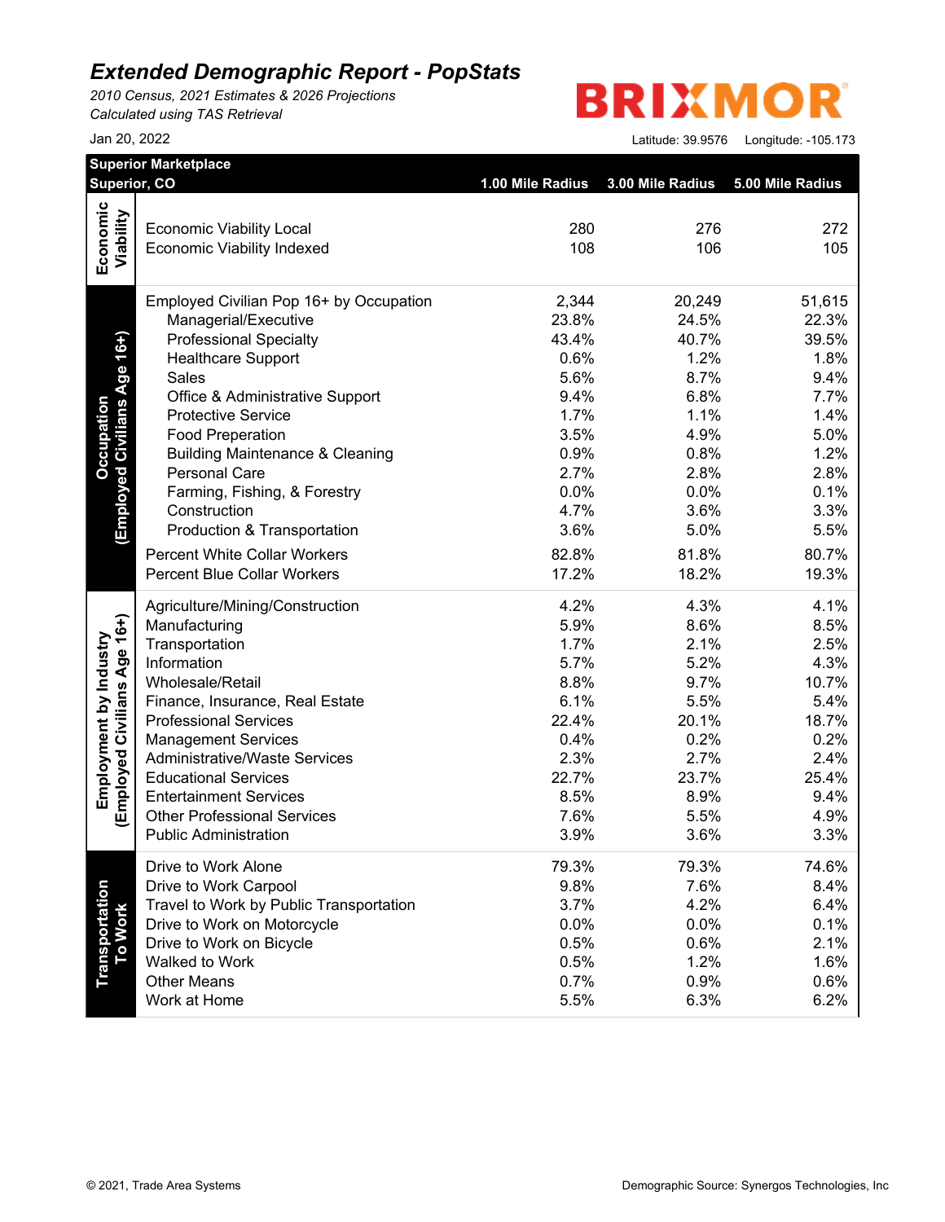# Extended Demographic Report - PopStats

*2010 Census, 2021 Estimates & 2026 Projections*
*Calculated using TAS Retrieval*

BRIXMOR

Jan 20, 2022

Latitude: 39.9576 Longitude: -105.173

| Superior Marketplace<br>Superior, CO | | 1.00 Mile Radius | 3.00 Mile Radius | 5.00 Mile Radius |
|---|---|---|---|---|
| **Economic Viability** | Economic Viability Local | 280 | 276 | 272 |
| | Economic Viability Indexed | 108 | 106 | 105 |
| **Occupation (Employed Civilians Age 16+)** | Employed Civilian Pop 16+ by Occupation | 2,344 | 20,249 | 51,615 |
| | Managerial/Executive | 23.8% | 24.5% | 22.3% |
| | Professional Specialty | 43.4% | 40.7% | 39.5% |
| | Healthcare Support | 0.6% | 1.2% | 1.8% |
| | Sales | 5.6% | 8.7% | 9.4% |
| | Office & Administrative Support | 9.4% | 6.8% | 7.7% |
| | Protective Service | 1.7% | 1.1% | 1.4% |
| | Food Preperation | 3.5% | 4.9% | 5.0% |
| | Building Maintenance & Cleaning | 0.9% | 0.8% | 1.2% |
| | Personal Care | 2.7% | 2.8% | 2.8% |
| | Farming, Fishing, & Forestry | 0.0% | 0.0% | 0.1% |
| | Construction | 4.7% | 3.6% | 3.3% |
| | Production & Transportation | 3.6% | 5.0% | 5.5% |
| | Percent White Collar Workers | 82.8% | 81.8% | 80.7% |
| | Percent Blue Collar Workers | 17.2% | 18.2% | 19.3% |
| **Employment by Industry (Employed Civilians Age 16+)** | Agriculture/Mining/Construction | 4.2% | 4.3% | 4.1% |
| | Manufacturing | 5.9% | 8.6% | 8.5% |
| | Transportation | 1.7% | 2.1% | 2.5% |
| | Information | 5.7% | 5.2% | 4.3% |
| | Wholesale/Retail | 8.8% | 9.7% | 10.7% |
| | Finance, Insurance, Real Estate | 6.1% | 5.5% | 5.4% |
| | Professional Services | 22.4% | 20.1% | 18.7% |
| | Management Services | 0.4% | 0.2% | 0.2% |
| | Administrative/Waste Services | 2.3% | 2.7% | 2.4% |
| | Educational Services | 22.7% | 23.7% | 25.4% |
| | Entertainment Services | 8.5% | 8.9% | 9.4% |
| | Other Professional Services | 7.6% | 5.5% | 4.9% |
| | Public Administration | 3.9% | 3.6% | 3.3% |
| **Transportation To Work** | Drive to Work Alone | 79.3% | 79.3% | 74.6% |
| | Drive to Work Carpool | 9.8% | 7.6% | 8.4% |
| | Travel to Work by Public Transportation | 3.7% | 4.2% | 6.4% |
| | Drive to Work on Motorcycle | 0.0% | 0.0% | 0.1% |
| | Drive to Work on Bicycle | 0.5% | 0.6% | 2.1% |
| | Walked to Work | 0.5% | 1.2% | 1.6% |
| | Other Means | 0.7% | 0.9% | 0.6% |
| | Work at Home | 5.5% | 6.3% | 6.2% |

© 2021, Trade Area Systems

Demographic Source: Synergos Technologies, Inc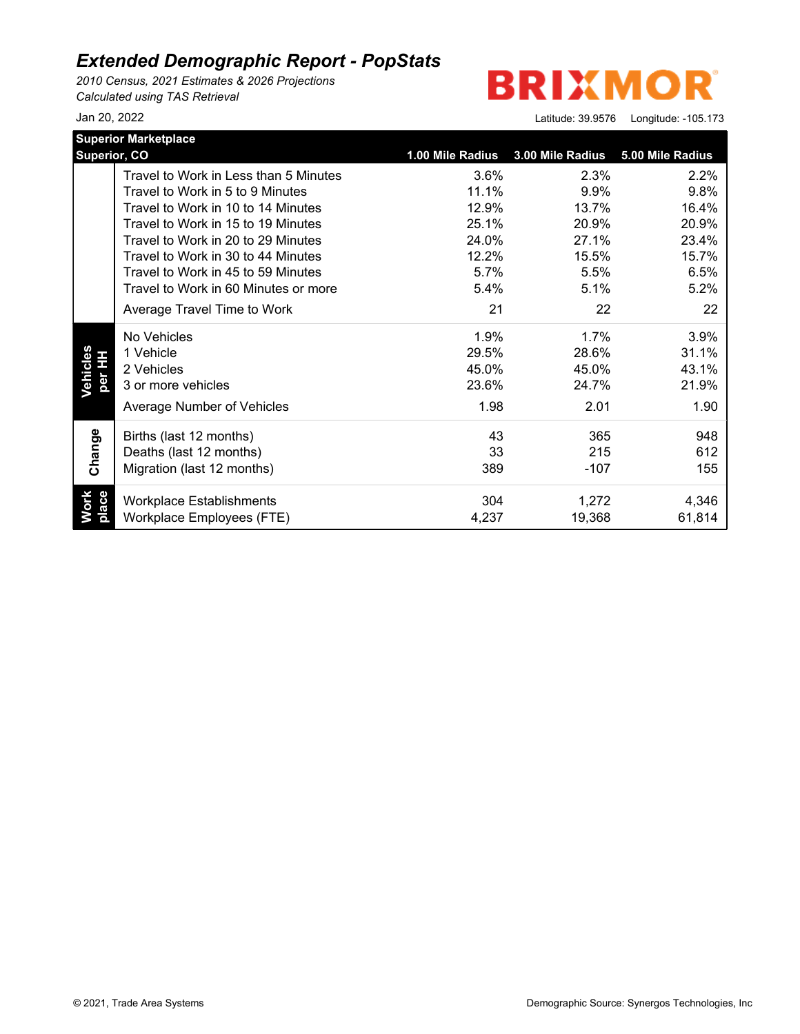# *Extended Demographic Report - PopStats*

*2010 Census, 2021 Estimates & 2026 Projections*
*Calculated using TAS Retrieval*

BRIXMOR

Jan 20, 2022

Latitude: 39.9576 Longitude: -105.173

| Superior Marketplace Superior, CO | | 1.00 Mile Radius | 3.00 Mile Radius | 5.00 Mile Radius |
|---|---|---|---|---|
| | Travel to Work in Less than 5 Minutes | 3.6% | 2.3% | 2.2% |
| | Travel to Work in 5 to 9 Minutes | 11.1% | 9.9% | 9.8% |
| | Travel to Work in 10 to 14 Minutes | 12.9% | 13.7% | 16.4% |
| | Travel to Work in 15 to 19 Minutes | 25.1% | 20.9% | 20.9% |
| | Travel to Work in 20 to 29 Minutes | 24.0% | 27.1% | 23.4% |
| | Travel to Work in 30 to 44 Minutes | 12.2% | 15.5% | 15.7% |
| | Travel to Work in 45 to 59 Minutes | 5.7% | 5.5% | 6.5% |
| | Travel to Work in 60 Minutes or more | 5.4% | 5.1% | 5.2% |
| | Average Travel Time to Work | 21 | 22 | 22 |
| Vehicles per HH | No Vehicles | 1.9% | 1.7% | 3.9% |
| | 1 Vehicle | 29.5% | 28.6% | 31.1% |
| | 2 Vehicles | 45.0% | 45.0% | 43.1% |
| | 3 or more vehicles | 23.6% | 24.7% | 21.9% |
| | Average Number of Vehicles | 1.98 | 2.01 | 1.90 |
| Change | Births (last 12 months) | 43 | 365 | 948 |
| | Deaths (last 12 months) | 33 | 215 | 612 |
| | Migration (last 12 months) | 389 | -107 | 155 |
| Work place | Workplace Establishments | 304 | 1,272 | 4,346 |
| | Workplace Employees (FTE) | 4,237 | 19,368 | 61,814 |

© 2021, Trade Area Systems

Demographic Source: Synergos Technologies, Inc